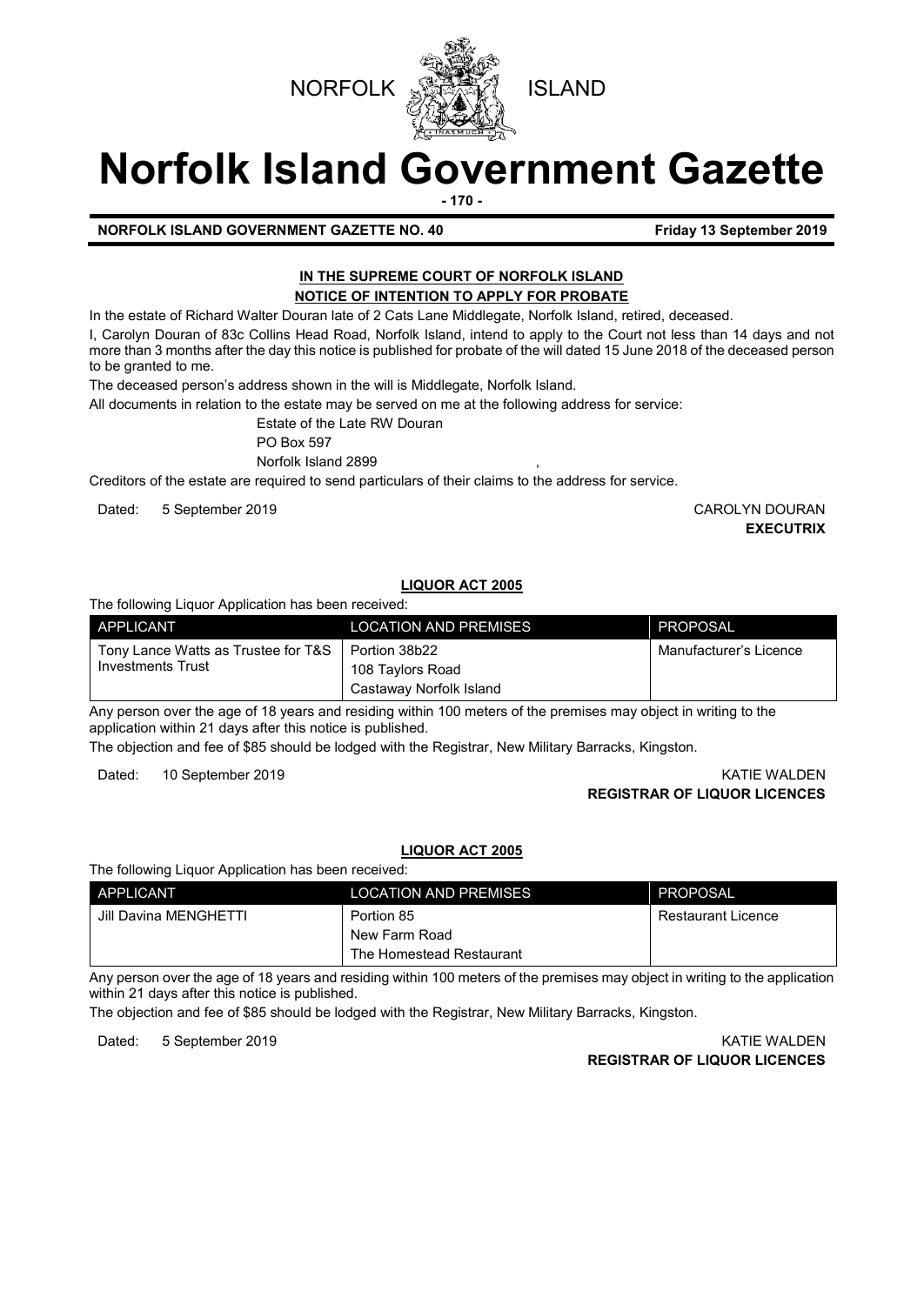NORFOLK ISLAND

# Norfolk Island Government Gazette

**NORFOLK ISLAND GOVERNMENT GAZETTE NO. 40** **Friday 13 September 2019**

## IN THE SUPREME COURT OF NORFOLK ISLAND
## NOTICE OF INTENTION TO APPLY FOR PROBATE

In the estate of Richard Walter Douran late of 2 Cats Lane Middlegate, Norfolk Island, retired, deceased.

I, Carolyn Douran of 83c Collins Head Road, Norfolk Island, intend to apply to the Court not less than 14 days and not more than 3 months after the day this notice is published for probate of the will dated 15 June 2018 of the deceased person to be granted to me.

The deceased person's address shown in the will is Middlegate, Norfolk Island.

All documents in relation to the estate may be served on me at the following address for service:

Estate of the Late RW Douran
PO Box 597
Norfolk Island 2899

Creditors of the estate are required to send particulars of their claims to the address for service.

Dated: 5 September 2019

CAROLYN DOURAN
**EXECUTRIX**

## LIQUOR ACT 2005

The following Liquor Application has been received:

| APPLICANT | LOCATION AND PREMISES | PROPOSAL |
|---|---|---|
| Tony Lance Watts as Trustee for T&S Investments Trust | Portion 38b22<br>108 Taylors Road<br>Castaway Norfolk Island | Manufacturer's Licence |

Any person over the age of 18 years and residing within 100 meters of the premises may object in writing to the application within 21 days after this notice is published.

The objection and fee of $85 should be lodged with the Registrar, New Military Barracks, Kingston.

Dated: 10 September 2019

KATIE WALDEN
**REGISTRAR OF LIQUOR LICENCES**

## LIQUOR ACT 2005

The following Liquor Application has been received:

| APPLICANT | LOCATION AND PREMISES | PROPOSAL |
|---|---|---|
| Jill Davina MENGHETTI | Portion 85<br>New Farm Road<br>The Homestead Restaurant | Restaurant Licence |

Any person over the age of 18 years and residing within 100 meters of the premises may object in writing to the application within 21 days after this notice is published.

The objection and fee of $85 should be lodged with the Registrar, New Military Barracks, Kingston.

Dated: 5 September 2019

KATIE WALDEN
**REGISTRAR OF LIQUOR LICENCES**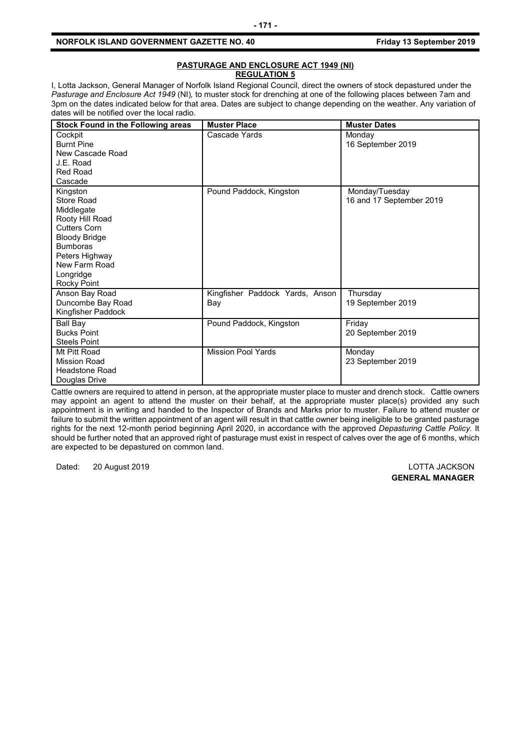## PASTURAGE AND ENCLOSURE ACT 1949 (NI)
## REGULATION 5

I, Lotta Jackson, General Manager of Norfolk Island Regional Council, direct the owners of stock depastured under the *Pasturage and Enclosure Act 1949* (NI), to muster stock for drenching at one of the following places between 7am and 3pm on the dates indicated below for that area. Dates are subject to change depending on the weather. Any variation of dates will be notified over the local radio.

| Stock Found in the Following areas | Muster Place | Muster Dates |
|---|---|---|
| Cockpit<br>Burnt Pine<br>New Cascade Road<br>J.E. Road<br>Red Road<br>Cascade | Cascade Yards | Monday<br>16 September 2019 |
| Kingston<br>Store Road<br>Middlegate<br>Rooty Hill Road<br>Cutters Corn<br>Bloody Bridge<br>Bumboras<br>Peters Highway<br>New Farm Road<br>Longridge<br>Rocky Point | Pound Paddock, Kingston | Monday/Tuesday<br>16 and 17 September 2019 |
| Anson Bay Road<br>Duncombe Bay Road<br>Kingfisher Paddock | Kingfisher Paddock Yards, Anson Bay | Thursday<br>19 September 2019 |
| Ball Bay<br>Bucks Point<br>Steels Point | Pound Paddock, Kingston | Friday<br>20 September 2019 |
| Mt Pitt Road<br>Mission Road<br>Headstone Road<br>Douglas Drive | Mission Pool Yards | Monday<br>23 September 2019 |

Cattle owners are required to attend in person, at the appropriate muster place to muster and drench stock. Cattle owners may appoint an agent to attend the muster on their behalf, at the appropriate muster place(s) provided any such appointment is in writing and handed to the Inspector of Brands and Marks prior to muster. Failure to attend muster or failure to submit the written appointment of an agent will result in that cattle owner being ineligible to be granted pasturage rights for the next 12-month period beginning April 2020, in accordance with the approved *Depasturing Cattle Policy.* It should be further noted that an approved right of pasturage must exist in respect of calves over the age of 6 months, which are expected to be depastured on common land.

Dated: 20 August 2019

LOTTA JACKSON
**GENERAL MANAGER**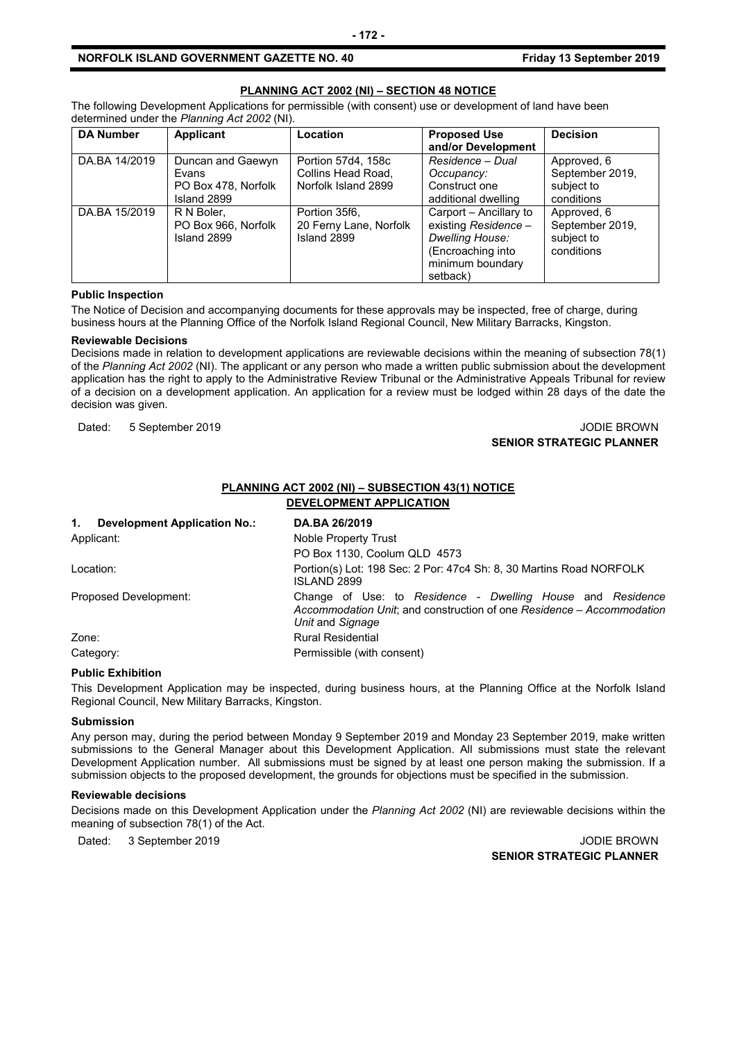## PLANNING ACT 2002 (NI) – SECTION 48 NOTICE

The following Development Applications for permissible (with consent) use or development of land have been determined under the *Planning Act 2002* (NI).

| DA Number | Applicant | Location | Proposed Use and/or Development | Decision |
|---|---|---|---|---|
| DA.BA 14/2019 | Duncan and Gaewyn Evans PO Box 478, Norfolk Island 2899 | Portion 57d4, 158c Collins Head Road, Norfolk Island 2899 | *Residence – Dual Occupancy:* Construct one additional dwelling | Approved, 6 September 2019, subject to conditions |
| DA.BA 15/2019 | R N Boler, PO Box 966, Norfolk Island 2899 | Portion 35f6, 20 Ferny Lane, Norfolk Island 2899 | Carport – Ancillary to existing *Residence – Dwelling House:* (Encroaching into minimum boundary setback) | Approved, 6 September 2019, subject to conditions |

**Public Inspection**

The Notice of Decision and accompanying documents for these approvals may be inspected, free of charge, during business hours at the Planning Office of the Norfolk Island Regional Council, New Military Barracks, Kingston.

**Reviewable Decisions**

Decisions made in relation to development applications are reviewable decisions within the meaning of subsection 78(1) of the *Planning Act 2002* (NI). The applicant or any person who made a written public submission about the development application has the right to apply to the Administrative Review Tribunal or the Administrative Appeals Tribunal for review of a decision on a development application. An application for a review must be lodged within 28 days of the date the decision was given.

Dated: 5 September 2019

JODIE BROWN
**SENIOR STRATEGIC PLANNER**

## PLANNING ACT 2002 (NI) – SUBSECTION 43(1) NOTICE
## DEVELOPMENT APPLICATION

| | |
|---|---|
| **1. Development Application No.:** | **DA.BA 26/2019** |
| Applicant: | Noble Property Trust PO Box 1130, Coolum QLD 4573 |
| Location: | Portion(s) Lot: 198 Sec: 2 Por: 47c4 Sh: 8, 30 Martins Road NORFOLK ISLAND 2899 |
| Proposed Development: | Change of Use: to *Residence - Dwelling House* and *Residence Accommodation Unit*; and construction of one *Residence – Accommodation Unit* and *Signage* |
| Zone: | Rural Residential |
| Category: | Permissible (with consent) |

**Public Exhibition**

This Development Application may be inspected, during business hours, at the Planning Office at the Norfolk Island Regional Council, New Military Barracks, Kingston.

**Submission**

Any person may, during the period between Monday 9 September 2019 and Monday 23 September 2019, make written submissions to the General Manager about this Development Application. All submissions must state the relevant Development Application number. All submissions must be signed by at least one person making the submission. If a submission objects to the proposed development, the grounds for objections must be specified in the submission.

**Reviewable decisions**

Decisions made on this Development Application under the *Planning Act 2002* (NI) are reviewable decisions within the meaning of subsection 78(1) of the Act.

Dated: 3 September 2019

JODIE BROWN
**SENIOR STRATEGIC PLANNER**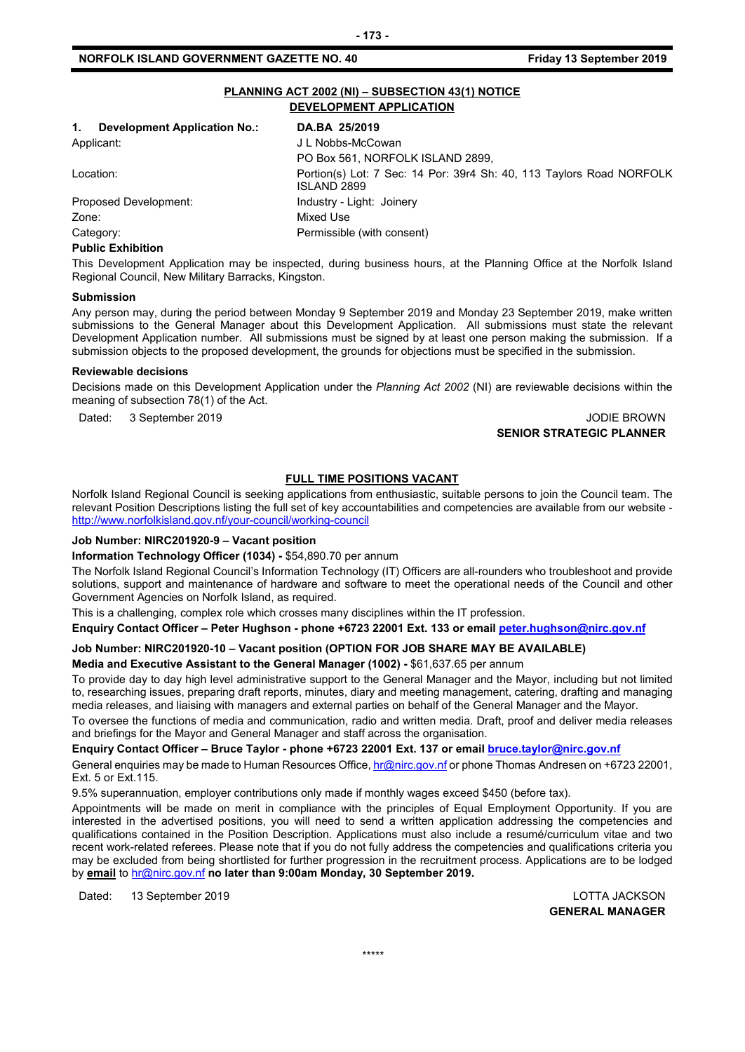## PLANNING ACT 2002 (NI) – SUBSECTION 43(1) NOTICE
## DEVELOPMENT APPLICATION

| | |
|---|---|
| **1. Development Application No.:** | **DA.BA 25/2019** |
| Applicant: | J L Nobbs-McCowan<br>PO Box 561, NORFOLK ISLAND 2899, |
| Location: | Portion(s) Lot: 7 Sec: 14 Por: 39r4 Sh: 40, 113 Taylors Road NORFOLK ISLAND 2899 |
| Proposed Development: | Industry - Light: Joinery |
| Zone: | Mixed Use |
| Category: | Permissible (with consent) |

**Public Exhibition**

This Development Application may be inspected, during business hours, at the Planning Office at the Norfolk Island Regional Council, New Military Barracks, Kingston.

**Submission**

Any person may, during the period between Monday 9 September 2019 and Monday 23 September 2019, make written submissions to the General Manager about this Development Application. All submissions must state the relevant Development Application number. All submissions must be signed by at least one person making the submission. If a submission objects to the proposed development, the grounds for objections must be specified in the submission.

**Reviewable decisions**

Decisions made on this Development Application under the *Planning Act 2002* (NI) are reviewable decisions within the meaning of subsection 78(1) of the Act.

Dated: 3 September 2019

JODIE BROWN
**SENIOR STRATEGIC PLANNER**

## FULL TIME POSITIONS VACANT

Norfolk Island Regional Council is seeking applications from enthusiastic, suitable persons to join the Council team. The relevant Position Descriptions listing the full set of key accountabilities and competencies are available from our website - http://www.norfolkisland.gov.nf/your-council/working-council

**Job Number: NIRC201920-9 – Vacant position**

**Information Technology Officer (1034) -** $54,890.70 per annum

The Norfolk Island Regional Council's Information Technology (IT) Officers are all-rounders who troubleshoot and provide solutions, support and maintenance of hardware and software to meet the operational needs of the Council and other Government Agencies on Norfolk Island, as required.

This is a challenging, complex role which crosses many disciplines within the IT profession.

**Enquiry Contact Officer – Peter Hughson - phone +6723 22001 Ext. 133 or email peter.hughson@nirc.gov.nf**

**Job Number: NIRC201920-10 – Vacant position (OPTION FOR JOB SHARE MAY BE AVAILABLE)**

**Media and Executive Assistant to the General Manager (1002) -** $61,637.65 per annum

To provide day to day high level administrative support to the General Manager and the Mayor, including but not limited to, researching issues, preparing draft reports, minutes, diary and meeting management, catering, drafting and managing media releases, and liaising with managers and external parties on behalf of the General Manager and the Mayor.

To oversee the functions of media and communication, radio and written media. Draft, proof and deliver media releases and briefings for the Mayor and General Manager and staff across the organisation.

**Enquiry Contact Officer – Bruce Taylor - phone +6723 22001 Ext. 137 or email bruce.taylor@nirc.gov.nf**

General enquiries may be made to Human Resources Office, hr@nirc.gov.nf or phone Thomas Andresen on +6723 22001, Ext. 5 or Ext.115.

9.5% superannuation, employer contributions only made if monthly wages exceed $450 (before tax).

Appointments will be made on merit in compliance with the principles of Equal Employment Opportunity. If you are interested in the advertised positions, you will need to send a written application addressing the competencies and qualifications contained in the Position Description. Applications must also include a resumé/curriculum vitae and two recent work-related referees. Please note that if you do not fully address the competencies and qualifications criteria you may be excluded from being shortlisted for further progression in the recruitment process. Applications are to be lodged by **email** to hr@nirc.gov.nf **no later than 9:00am Monday, 30 September 2019.**

Dated: 13 September 2019

LOTTA JACKSON
**GENERAL MANAGER**

*****